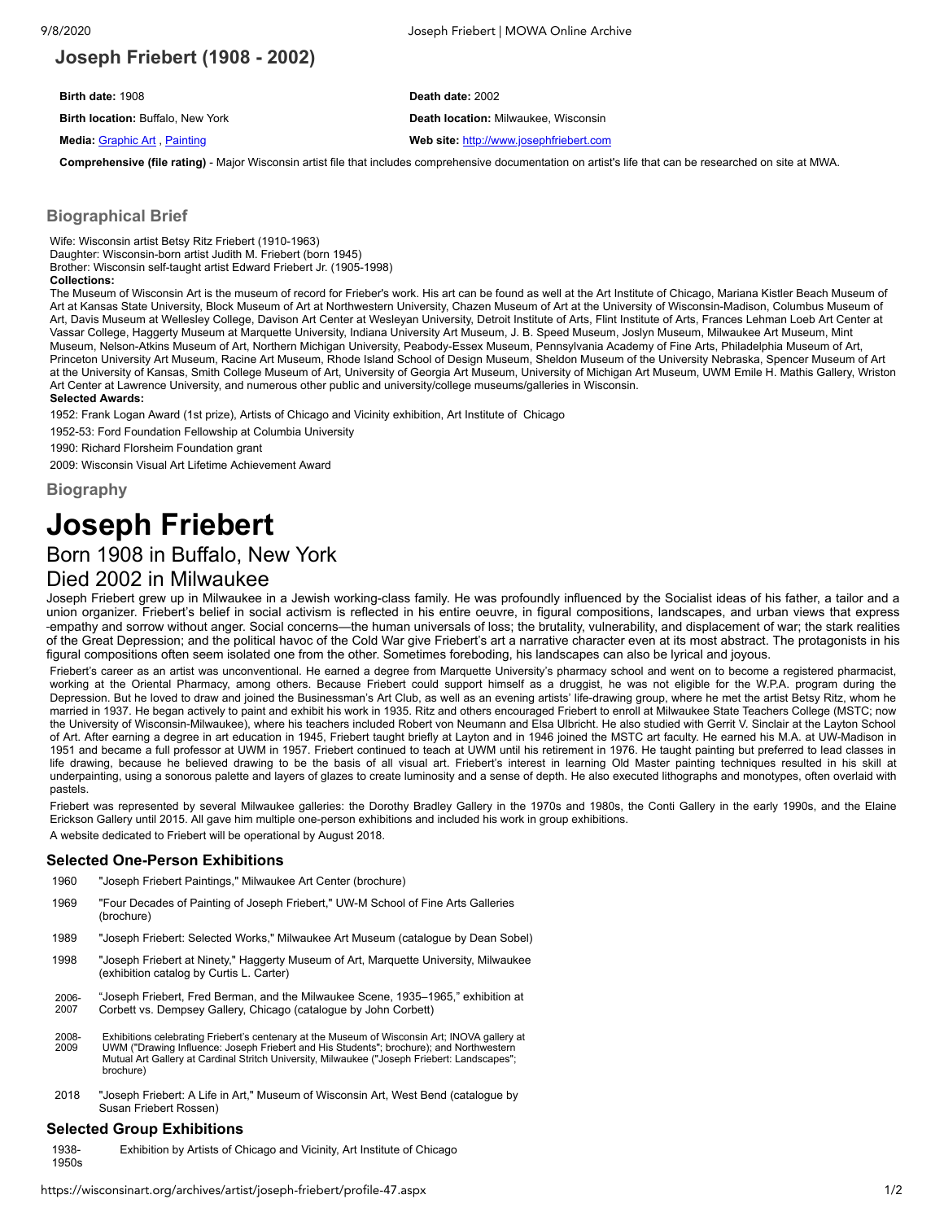# Joseph Friebert (1908 - 2002)

| | |
|---|---|
| **Birth date:** 1908 | **Death date:** 2002 |
| **Birth location:** Buffalo, New York | **Death location:** Milwaukee, Wisconsin |
| **Media:** Graphic Art , Painting | **Web site:** http://www.josephfriebert.com |

**Comprehensive (file rating)** - Major Wisconsin artist file that includes comprehensive documentation on artist's life that can be researched on site at MWA.

## Biographical Brief

Wife: Wisconsin artist Betsy Ritz Friebert (1910-1963)
Daughter: Wisconsin-born artist Judith M. Friebert (born 1945)
Brother: Wisconsin self-taught artist Edward Friebert Jr. (1905-1998)

**Collections:**

The Museum of Wisconsin Art is the museum of record for Frieber's work. His art can be found as well at the Art Institute of Chicago, Mariana Kistler Beach Museum of Art at Kansas State University, Block Museum of Art at Northwestern University, Chazen Museum of Art at the University of Wisconsin-Madison, Columbus Museum of Art, Davis Museum at Wellesley College, Davison Art Center at Wesleyan University, Detroit Institute of Arts, Flint Institute of Arts, Frances Lehman Loeb Art Center at Vassar College, Haggerty Museum at Marquette University, Indiana University Art Museum, J. B. Speed Museum, Joslyn Museum, Milwaukee Art Museum, Mint Museum, Nelson-Atkins Museum of Art, Northern Michigan University, Peabody-Essex Museum, Pennsylvania Academy of Fine Arts, Philadelphia Museum of Art, Princeton University Art Museum, Racine Art Museum, Rhode Island School of Design Museum, Sheldon Museum of the University Nebraska, Spencer Museum of Art at the University of Kansas, Smith College Museum of Art, University of Georgia Art Museum, University of Michigan Art Museum, UWM Emile H. Mathis Gallery, Wriston Art Center at Lawrence University, and numerous other public and university/college museums/galleries in Wisconsin.

**Selected Awards:**

1952: Frank Logan Award (1st prize), Artists of Chicago and Vicinity exhibition, Art Institute of Chicago

1952-53: Ford Foundation Fellowship at Columbia University

1990: Richard Florsheim Foundation grant

2009: Wisconsin Visual Art Lifetime Achievement Award

## Biography

# Joseph Friebert

Born 1908 in Buffalo, New York

Died 2002 in Milwaukee

Joseph Friebert grew up in Milwaukee in a Jewish working-class family. He was profoundly influenced by the Socialist ideas of his father, a tailor and a union organizer. Friebert's belief in social activism is reflected in his entire oeuvre, in figural compositions, landscapes, and urban views that express -empathy and sorrow without anger. Social concerns—the human universals of loss; the brutality, vulnerability, and displacement of war; the stark realities of the Great Depression; and the political havoc of the Cold War give Friebert's art a narrative character even at its most abstract. The protagonists in his figural compositions often seem isolated one from the other. Sometimes foreboding, his landscapes can also be lyrical and joyous.

Friebert's career as an artist was unconventional. He earned a degree from Marquette University's pharmacy school and went on to become a registered pharmacist, working at the Oriental Pharmacy, among others. Because Friebert could support himself as a druggist, he was not eligible for the W.P.A. program during the Depression. But he loved to draw and joined the Businessman's Art Club, as well as an evening artists' life-drawing group, where he met the artist Betsy Ritz, whom he married in 1937. He began actively to paint and exhibit his work in 1935. Ritz and others encouraged Friebert to enroll at Milwaukee State Teachers College (MSTC; now the University of Wisconsin-Milwaukee), where his teachers included Robert von Neumann and Elsa Ulbricht. He also studied with Gerrit V. Sinclair at the Layton School of Art. After earning a degree in art education in 1945, Friebert taught briefly at Layton and in 1946 joined the MSTC art faculty. He earned his M.A. at UW-Madison in 1951 and became a full professor at UWM in 1957. Friebert continued to teach at UWM until his retirement in 1976. He taught painting but preferred to lead classes in life drawing, because he believed drawing to be the basis of all visual art. Friebert's interest in learning Old Master painting techniques resulted in his skill at underpainting, using a sonorous palette and layers of glazes to create luminosity and a sense of depth. He also executed lithographs and monotypes, often overlaid with pastels.

Friebert was represented by several Milwaukee galleries: the Dorothy Bradley Gallery in the 1970s and 1980s, the Conti Gallery in the early 1990s, and the Elaine Erickson Gallery until 2015. All gave him multiple one-person exhibitions and included his work in group exhibitions.

A website dedicated to Friebert will be operational by August 2018.

### Selected One-Person Exhibitions

| | |
|---|---|
| 1960 | "Joseph Friebert Paintings," Milwaukee Art Center (brochure) |
| 1969 | "Four Decades of Painting of Joseph Friebert," UW-M School of Fine Arts Galleries (brochure) |
| 1989 | "Joseph Friebert: Selected Works," Milwaukee Art Museum (catalogue by Dean Sobel) |
| 1998 | "Joseph Friebert at Ninety," Haggerty Museum of Art, Marquette University, Milwaukee (exhibition catalog by Curtis L. Carter) |
| 2006-2007 | "Joseph Friebert, Fred Berman, and the Milwaukee Scene, 1935–1965," exhibition at Corbett vs. Dempsey Gallery, Chicago (catalogue by John Corbett) |
| 2008-2009 | Exhibitions celebrating Friebert's centenary at the Museum of Wisconsin Art; INOVA gallery at UWM ("Drawing Influence: Joseph Friebert and His Students"; brochure); and Northwestern Mutual Art Gallery at Cardinal Stritch University, Milwaukee ("Joseph Friebert: Landscapes"; brochure) |
| 2018 | "Joseph Friebert: A Life in Art," Museum of Wisconsin Art, West Bend (catalogue by Susan Friebert Rossen) |

### Selected Group Exhibitions

| | |
|---|---|
| 1938-1950s | Exhibition by Artists of Chicago and Vicinity, Art Institute of Chicago |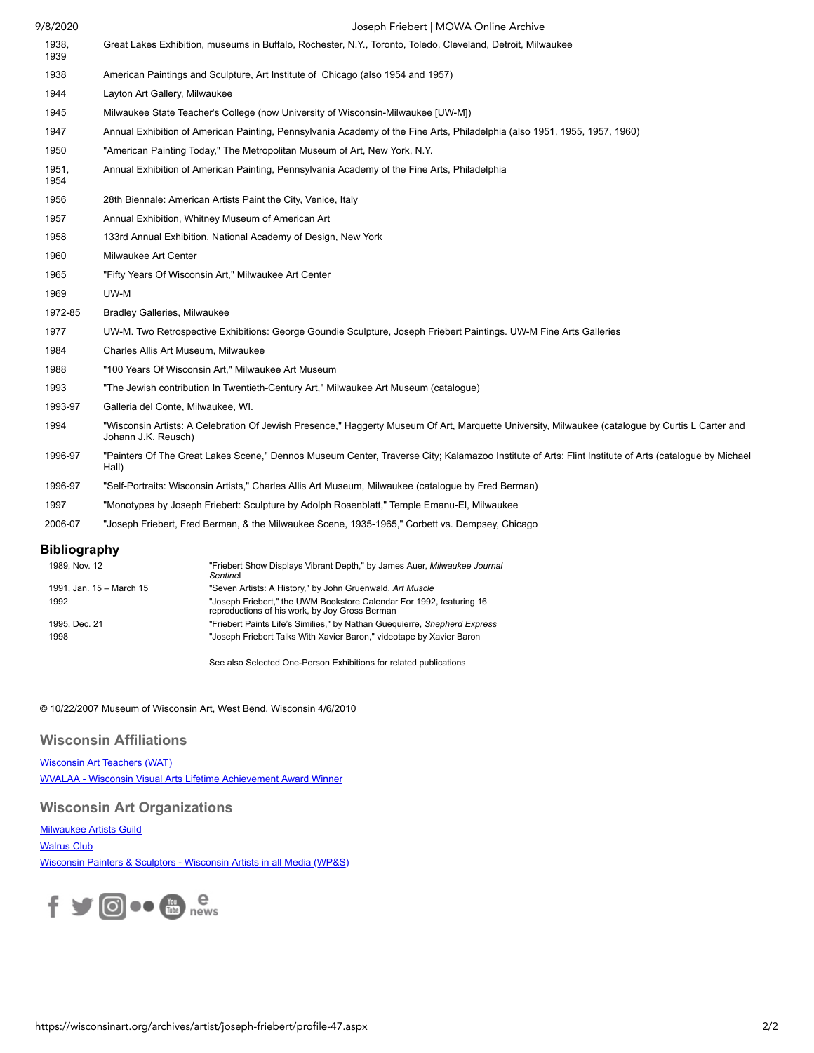| | |
|---|---|
| 1938, 1939 | Great Lakes Exhibition, museums in Buffalo, Rochester, N.Y., Toronto, Toledo, Cleveland, Detroit, Milwaukee |
| 1938 | American Paintings and Sculpture, Art Institute of Chicago (also 1954 and 1957) |
| 1944 | Layton Art Gallery, Milwaukee |
| 1945 | Milwaukee State Teacher's College (now University of Wisconsin-Milwaukee [UW-M]) |
| 1947 | Annual Exhibition of American Painting, Pennsylvania Academy of the Fine Arts, Philadelphia (also 1951, 1955, 1957, 1960) |
| 1950 | "American Painting Today," The Metropolitan Museum of Art, New York, N.Y. |
| 1951, 1954 | Annual Exhibition of American Painting, Pennsylvania Academy of the Fine Arts, Philadelphia |
| 1956 | 28th Biennale: American Artists Paint the City, Venice, Italy |
| 1957 | Annual Exhibition, Whitney Museum of American Art |
| 1958 | 133rd Annual Exhibition, National Academy of Design, New York |
| 1960 | Milwaukee Art Center |
| 1965 | "Fifty Years Of Wisconsin Art," Milwaukee Art Center |
| 1969 | UW-M |
| 1972-85 | Bradley Galleries, Milwaukee |
| 1977 | UW-M. Two Retrospective Exhibitions: George Goundie Sculpture, Joseph Friebert Paintings. UW-M Fine Arts Galleries |
| 1984 | Charles Allis Art Museum, Milwaukee |
| 1988 | "100 Years Of Wisconsin Art," Milwaukee Art Museum |
| 1993 | "The Jewish contribution In Twentieth-Century Art," Milwaukee Art Museum (catalogue) |
| 1993-97 | Galleria del Conte, Milwaukee, WI. |
| 1994 | "Wisconsin Artists: A Celebration Of Jewish Presence," Haggerty Museum Of Art, Marquette University, Milwaukee (catalogue by Curtis L Carter and Johann J.K. Reusch) |
| 1996-97 | "Painters Of The Great Lakes Scene," Dennos Museum Center, Traverse City; Kalamazoo Institute of Arts: Flint Institute of Arts (catalogue by Michael Hall) |
| 1996-97 | "Self-Portraits: Wisconsin Artists," Charles Allis Art Museum, Milwaukee (catalogue by Fred Berman) |
| 1997 | "Monotypes by Joseph Friebert: Sculpture by Adolph Rosenblatt," Temple Emanu-El, Milwaukee |
| 2006-07 | "Joseph Friebert, Fred Berman, & the Milwaukee Scene, 1935-1965," Corbett vs. Dempsey, Chicago |

## Bibliography

| | |
|---|---|
| 1989, Nov. 12 | "Friebert Show Displays Vibrant Depth," by James Auer, *Milwaukee Journal Sentinel* |
| 1991, Jan. 15 – March 15 | "Seven Artists: A History," by John Gruenwald, *Art Muscle* |
| 1992 | "Joseph Friebert," the UWM Bookstore Calendar For 1992, featuring 16 reproductions of his work, by Joy Gross Berman |
| 1995, Dec. 21 | "Friebert Paints Life's Similies," by Nathan Guequierre, *Shepherd Express* |
| 1998 | "Joseph Friebert Talks With Xavier Baron," videotape by Xavier Baron |

See also Selected One-Person Exhibitions for related publications

© 10/22/2007 Museum of Wisconsin Art, West Bend, Wisconsin 4/6/2010

## Wisconsin Affiliations

Wisconsin Art Teachers (WAT)

WVALAA - Wisconsin Visual Arts Lifetime Achievement Award Winner

## Wisconsin Art Organizations

Milwaukee Artists Guild

Walrus Club

Wisconsin Painters & Sculptors - Wisconsin Artists in all Media (WP&S)